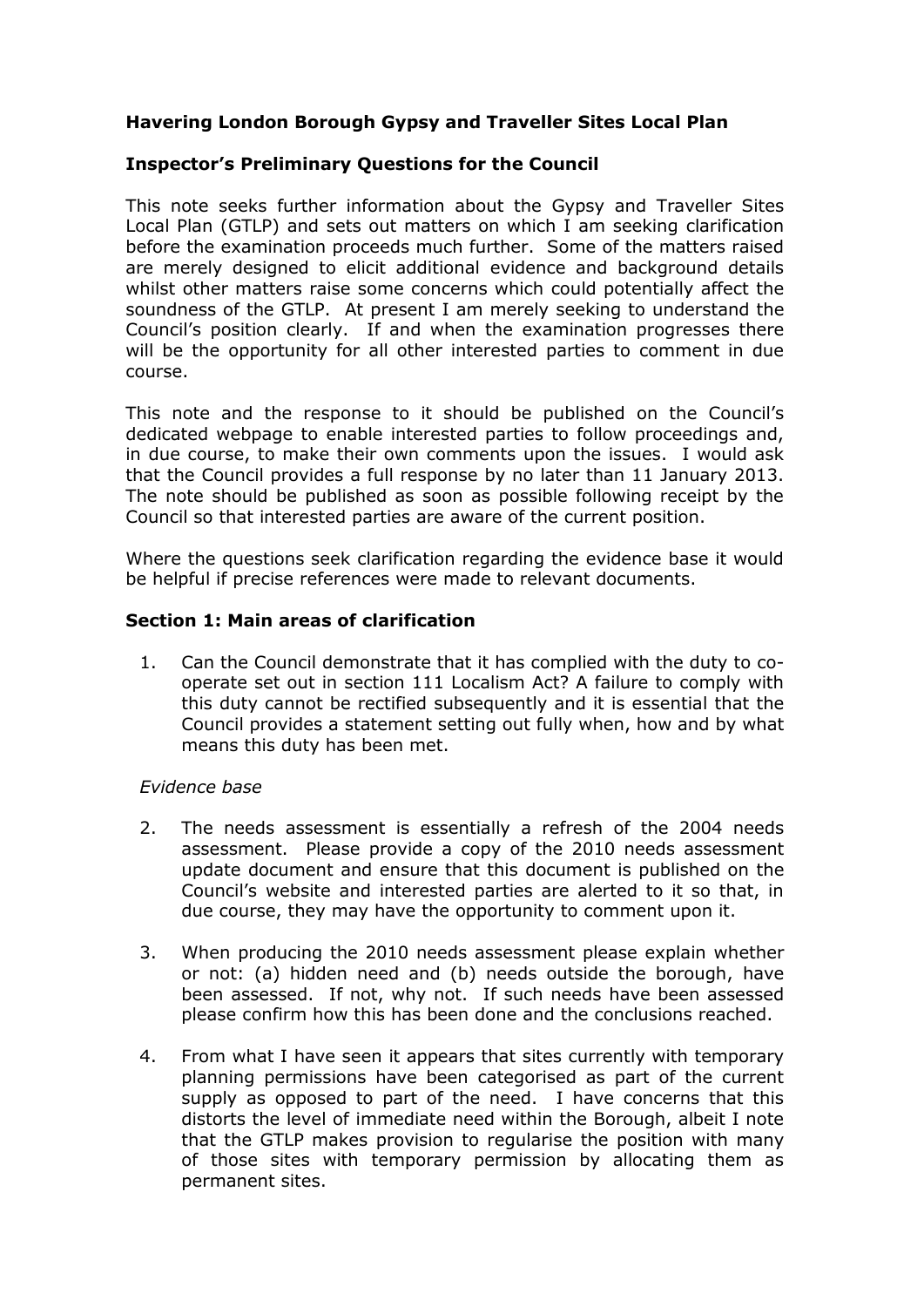**Havering London Borough Gypsy and Traveller Sites Local Plan**

**Inspector's Preliminary Questions for the Council**

This note seeks further information about the Gypsy and Traveller Sites Local Plan (GTLP) and sets out matters on which I am seeking clarification before the examination proceeds much further. Some of the matters raised are merely designed to elicit additional evidence and background details whilst other matters raise some concerns which could potentially affect the soundness of the GTLP. At present I am merely seeking to understand the Council's position clearly. If and when the examination progresses there will be the opportunity for all other interested parties to comment in due course.

This note and the response to it should be published on the Council's dedicated webpage to enable interested parties to follow proceedings and, in due course, to make their own comments upon the issues. I would ask that the Council provides a full response by no later than 11 January 2013. The note should be published as soon as possible following receipt by the Council so that interested parties are aware of the current position.

Where the questions seek clarification regarding the evidence base it would be helpful if precise references were made to relevant documents.

**Section 1: Main areas of clarification**

1. Can the Council demonstrate that it has complied with the duty to co-operate set out in section 111 Localism Act? A failure to comply with this duty cannot be rectified subsequently and it is essential that the Council provides a statement setting out fully when, how and by what means this duty has been met.

*Evidence base*

2. The needs assessment is essentially a refresh of the 2004 needs assessment. Please provide a copy of the 2010 needs assessment update document and ensure that this document is published on the Council's website and interested parties are alerted to it so that, in due course, they may have the opportunity to comment upon it.

3. When producing the 2010 needs assessment please explain whether or not: (a) hidden need and (b) needs outside the borough, have been assessed. If not, why not. If such needs have been assessed please confirm how this has been done and the conclusions reached.

4. From what I have seen it appears that sites currently with temporary planning permissions have been categorised as part of the current supply as opposed to part of the need. I have concerns that this distorts the level of immediate need within the Borough, albeit I note that the GTLP makes provision to regularise the position with many of those sites with temporary permission by allocating them as permanent sites.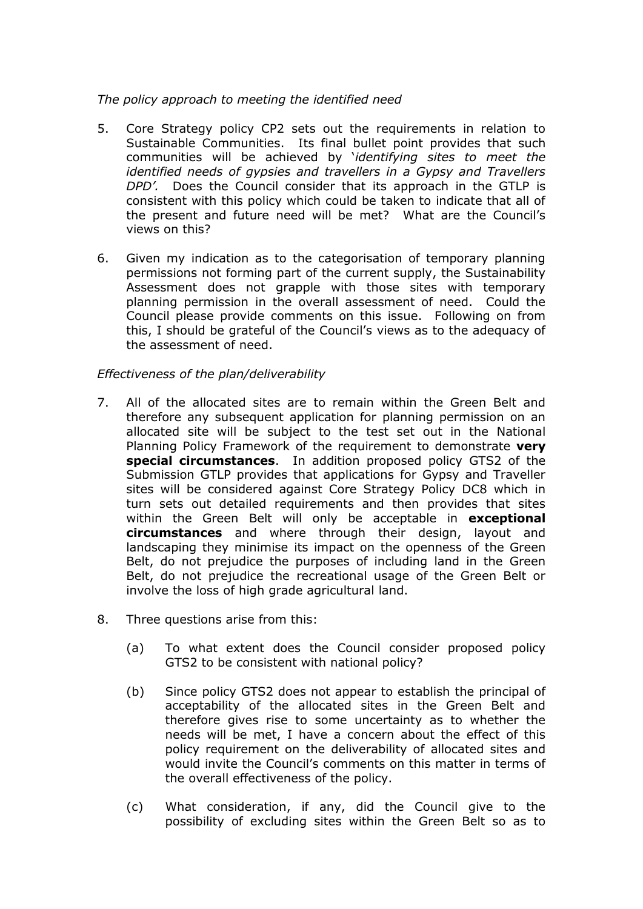*The policy approach to meeting the identified need*

5. Core Strategy policy CP2 sets out the requirements in relation to Sustainable Communities. Its final bullet point provides that such communities will be achieved by '*identifying sites to meet the identified needs of gypsies and travellers in a Gypsy and Travellers DPD'.* Does the Council consider that its approach in the GTLP is consistent with this policy which could be taken to indicate that all of the present and future need will be met? What are the Council's views on this?

6. Given my indication as to the categorisation of temporary planning permissions not forming part of the current supply, the Sustainability Assessment does not grapple with those sites with temporary planning permission in the overall assessment of need. Could the Council please provide comments on this issue. Following on from this, I should be grateful of the Council's views as to the adequacy of the assessment of need.

*Effectiveness of the plan/deliverability*

7. All of the allocated sites are to remain within the Green Belt and therefore any subsequent application for planning permission on an allocated site will be subject to the test set out in the National Planning Policy Framework of the requirement to demonstrate **very special circumstances**. In addition proposed policy GTS2 of the Submission GTLP provides that applications for Gypsy and Traveller sites will be considered against Core Strategy Policy DC8 which in turn sets out detailed requirements and then provides that sites within the Green Belt will only be acceptable in **exceptional circumstances** and where through their design, layout and landscaping they minimise its impact on the openness of the Green Belt, do not prejudice the purposes of including land in the Green Belt, do not prejudice the recreational usage of the Green Belt or involve the loss of high grade agricultural land.

8. Three questions arise from this:

   (a) To what extent does the Council consider proposed policy GTS2 to be consistent with national policy?

   (b) Since policy GTS2 does not appear to establish the principal of acceptability of the allocated sites in the Green Belt and therefore gives rise to some uncertainty as to whether the needs will be met, I have a concern about the effect of this policy requirement on the deliverability of allocated sites and would invite the Council's comments on this matter in terms of the overall effectiveness of the policy.

   (c) What consideration, if any, did the Council give to the possibility of excluding sites within the Green Belt so as to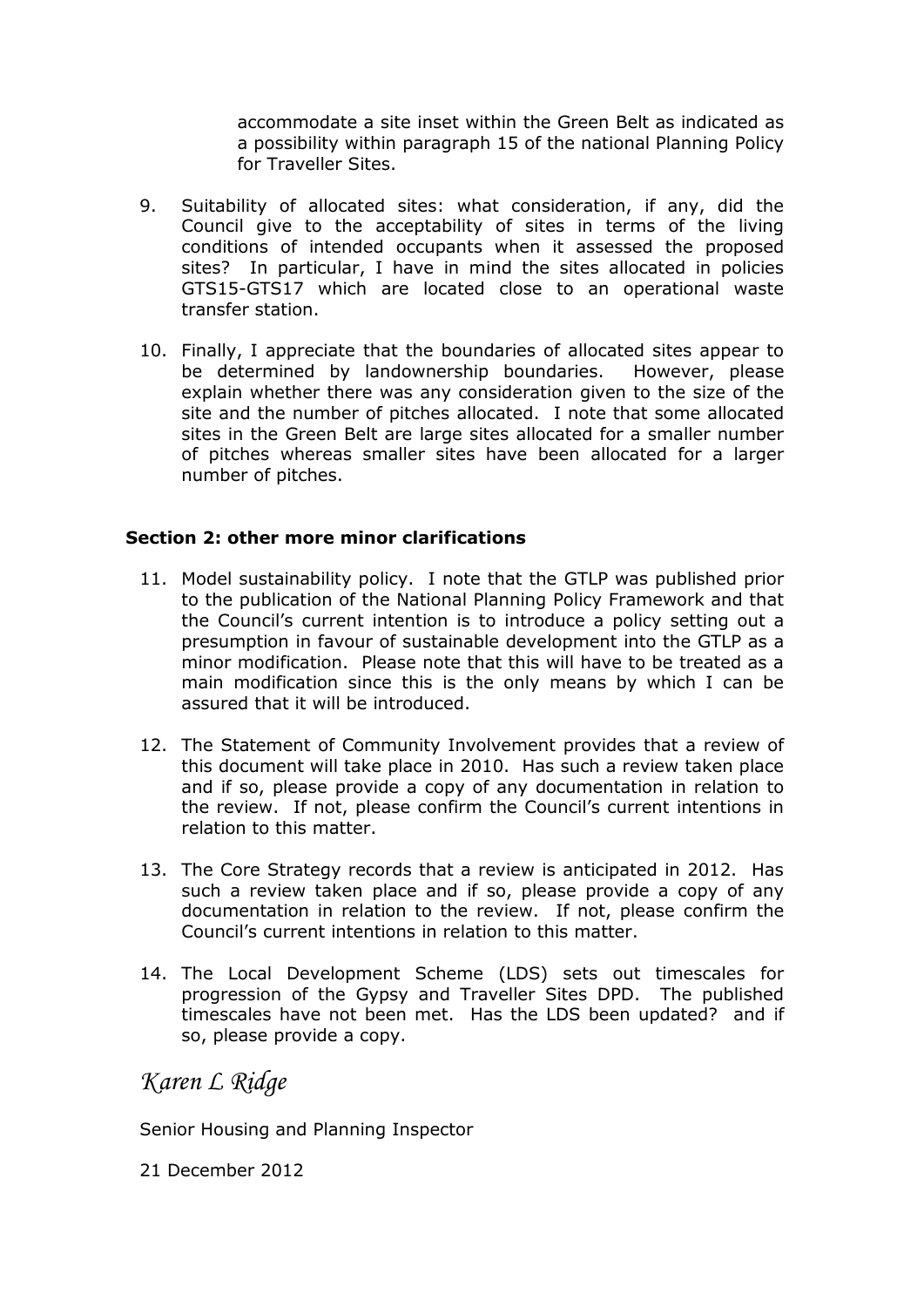accommodate a site inset within the Green Belt as indicated as a possibility within paragraph 15 of the national Planning Policy for Traveller Sites.

9. Suitability of allocated sites: what consideration, if any, did the Council give to the acceptability of sites in terms of the living conditions of intended occupants when it assessed the proposed sites? In particular, I have in mind the sites allocated in policies GTS15-GTS17 which are located close to an operational waste transfer station.

10. Finally, I appreciate that the boundaries of allocated sites appear to be determined by landownership boundaries. However, please explain whether there was any consideration given to the size of the site and the number of pitches allocated. I note that some allocated sites in the Green Belt are large sites allocated for a smaller number of pitches whereas smaller sites have been allocated for a larger number of pitches.

**Section 2: other more minor clarifications**

11. Model sustainability policy. I note that the GTLP was published prior to the publication of the National Planning Policy Framework and that the Council's current intention is to introduce a policy setting out a presumption in favour of sustainable development into the GTLP as a minor modification. Please note that this will have to be treated as a main modification since this is the only means by which I can be assured that it will be introduced.

12. The Statement of Community Involvement provides that a review of this document will take place in 2010. Has such a review taken place and if so, please provide a copy of any documentation in relation to the review. If not, please confirm the Council's current intentions in relation to this matter.

13. The Core Strategy records that a review is anticipated in 2012. Has such a review taken place and if so, please provide a copy of any documentation in relation to the review. If not, please confirm the Council's current intentions in relation to this matter.

14. The Local Development Scheme (LDS) sets out timescales for progression of the Gypsy and Traveller Sites DPD. The published timescales have not been met. Has the LDS been updated? and if so, please provide a copy.

*Karen L Ridge*

Senior Housing and Planning Inspector

21 December 2012